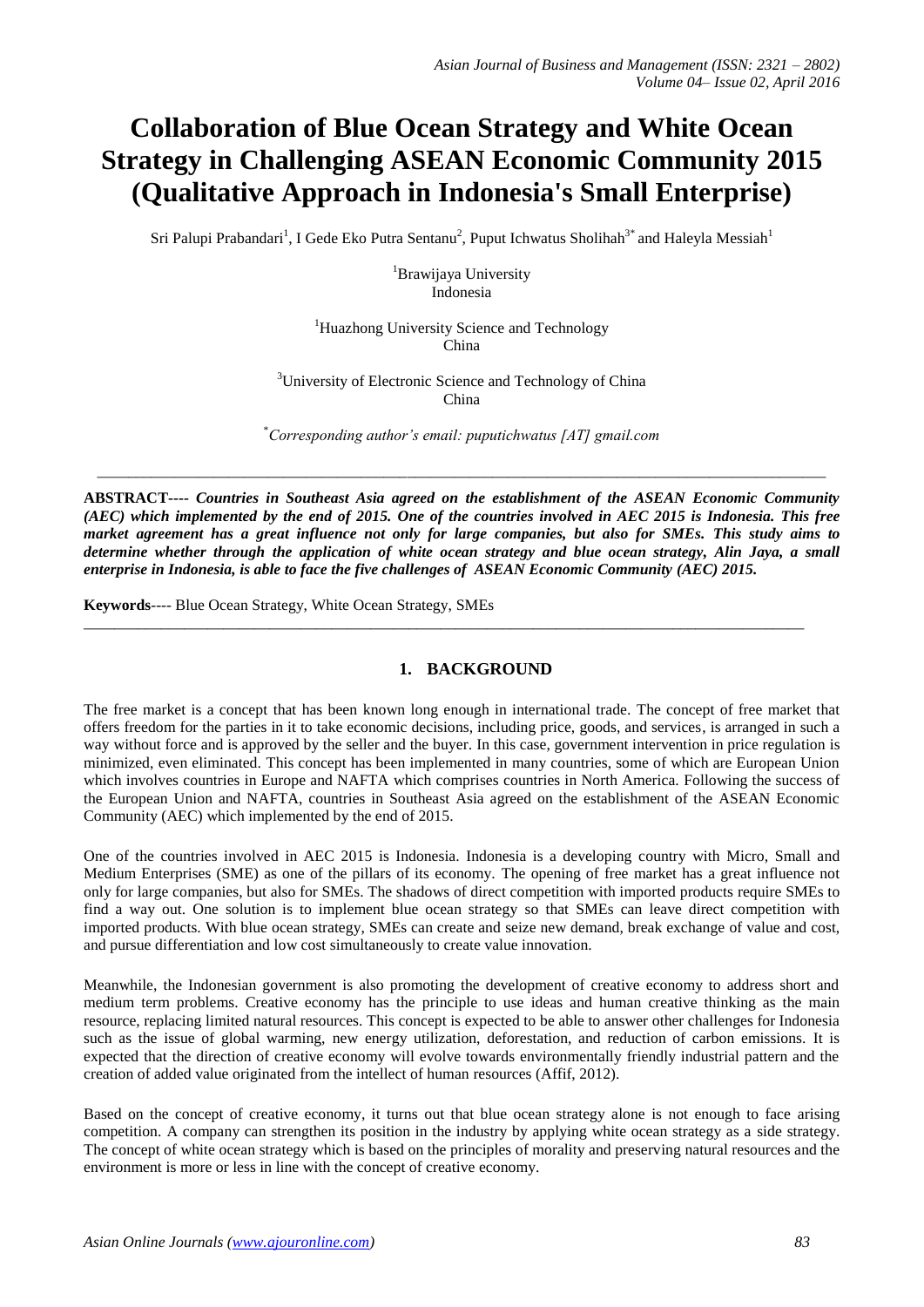# Collaboration of Blue Ocean Strategy and White Ocean Strategy in Challenging ASEAN Economic Community 2015 (Qualitative Approach in Indonesia's Small Enterprise)

Sri Palupi Prabandari[1], I Gede Eko Putra Sentanu[2], Puput Ichwatus Sholihah[3*] and Haleyla Messiah[1]

[1]Brawijaya University
Indonesia

[1]Huazhong University Science and Technology
China

[3]University of Electronic Science and Technology of China
China

[*]*Corresponding author's email: puputichwatus [AT] gmail.com*

---

**ABSTRACT---- *Countries in Southeast Asia agreed on the establishment of the ASEAN Economic Community (AEC) which implemented by the end of 2015. One of the countries involved in AEC 2015 is Indonesia. This free market agreement has a great influence not only for large companies, but also for SMEs. This study aims to determine whether through the application of white ocean strategy and blue ocean strategy, Alin Jaya, a small enterprise in Indonesia, is able to face the five challenges of ASEAN Economic Community (AEC) 2015.***

**Keywords**---- Blue Ocean Strategy, White Ocean Strategy, SMEs

---

## 1. BACKGROUND

The free market is a concept that has been known long enough in international trade. The concept of free market that offers freedom for the parties in it to take economic decisions, including price, goods, and services, is arranged in such a way without force and is approved by the seller and the buyer. In this case, government intervention in price regulation is minimized, even eliminated. This concept has been implemented in many countries, some of which are European Union which involves countries in Europe and NAFTA which comprises countries in North America. Following the success of the European Union and NAFTA, countries in Southeast Asia agreed on the establishment of the ASEAN Economic Community (AEC) which implemented by the end of 2015.

One of the countries involved in AEC 2015 is Indonesia. Indonesia is a developing country with Micro, Small and Medium Enterprises (SME) as one of the pillars of its economy. The opening of free market has a great influence not only for large companies, but also for SMEs. The shadows of direct competition with imported products require SMEs to find a way out. One solution is to implement blue ocean strategy so that SMEs can leave direct competition with imported products. With blue ocean strategy, SMEs can create and seize new demand, break exchange of value and cost, and pursue differentiation and low cost simultaneously to create value innovation.

Meanwhile, the Indonesian government is also promoting the development of creative economy to address short and medium term problems. Creative economy has the principle to use ideas and human creative thinking as the main resource, replacing limited natural resources. This concept is expected to be able to answer other challenges for Indonesia such as the issue of global warming, new energy utilization, deforestation, and reduction of carbon emissions. It is expected that the direction of creative economy will evolve towards environmentally friendly industrial pattern and the creation of added value originated from the intellect of human resources (Affif, 2012).

Based on the concept of creative economy, it turns out that blue ocean strategy alone is not enough to face arising competition. A company can strengthen its position in the industry by applying white ocean strategy as a side strategy. The concept of white ocean strategy which is based on the principles of morality and preserving natural resources and the environment is more or less in line with the concept of creative economy.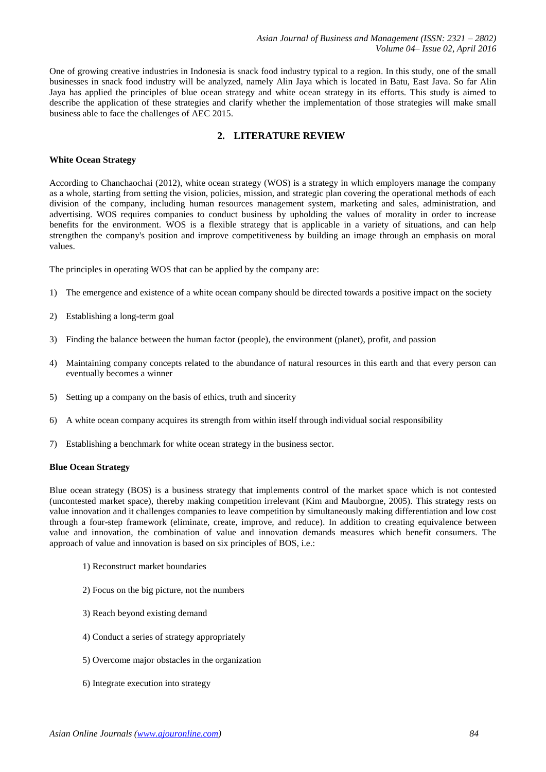One of growing creative industries in Indonesia is snack food industry typical to a region. In this study, one of the small businesses in snack food industry will be analyzed, namely Alin Jaya which is located in Batu, East Java. So far Alin Jaya has applied the principles of blue ocean strategy and white ocean strategy in its efforts. This study is aimed to describe the application of these strategies and clarify whether the implementation of those strategies will make small business able to face the challenges of AEC 2015.

## 2. LITERATURE REVIEW

### White Ocean Strategy

According to Chanchaochai (2012), white ocean strategy (WOS) is a strategy in which employers manage the company as a whole, starting from setting the vision, policies, mission, and strategic plan covering the operational methods of each division of the company, including human resources management system, marketing and sales, administration, and advertising. WOS requires companies to conduct business by upholding the values of morality in order to increase benefits for the environment. WOS is a flexible strategy that is applicable in a variety of situations, and can help strengthen the company's position and improve competitiveness by building an image through an emphasis on moral values.

The principles in operating WOS that can be applied by the company are:

1) The emergence and existence of a white ocean company should be directed towards a positive impact on the society
2) Establishing a long-term goal
3) Finding the balance between the human factor (people), the environment (planet), profit, and passion
4) Maintaining company concepts related to the abundance of natural resources in this earth and that every person can eventually becomes a winner
5) Setting up a company on the basis of ethics, truth and sincerity
6) A white ocean company acquires its strength from within itself through individual social responsibility
7) Establishing a benchmark for white ocean strategy in the business sector.

### Blue Ocean Strategy

Blue ocean strategy (BOS) is a business strategy that implements control of the market space which is not contested (uncontested market space), thereby making competition irrelevant (Kim and Mauborgne, 2005). This strategy rests on value innovation and it challenges companies to leave competition by simultaneously making differentiation and low cost through a four-step framework (eliminate, create, improve, and reduce). In addition to creating equivalence between value and innovation, the combination of value and innovation demands measures which benefit consumers. The approach of value and innovation is based on six principles of BOS, i.e.:

1) Reconstruct market boundaries
2) Focus on the big picture, not the numbers
3) Reach beyond existing demand
4) Conduct a series of strategy appropriately
5) Overcome major obstacles in the organization
6) Integrate execution into strategy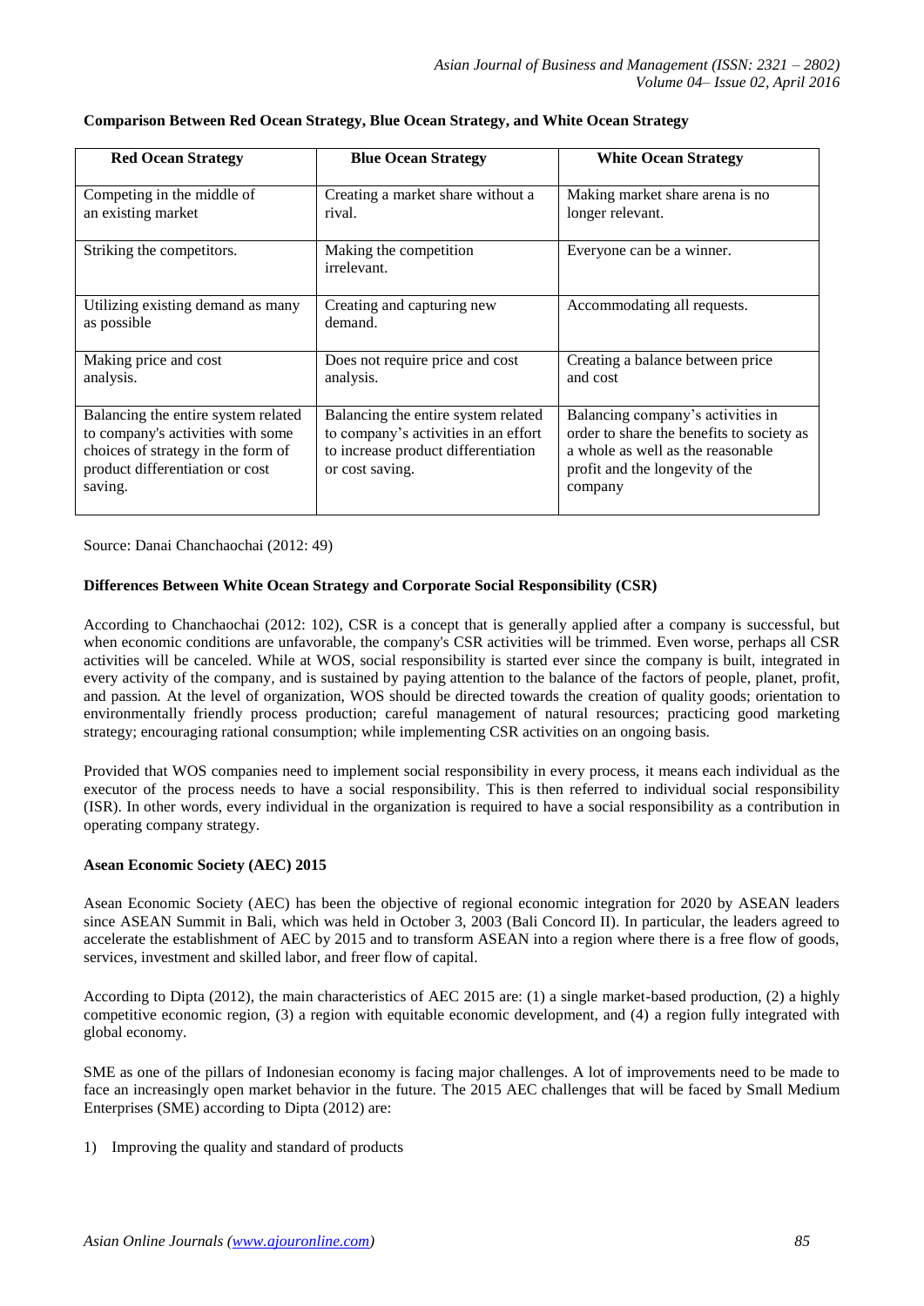**Comparison Between Red Ocean Strategy, Blue Ocean Strategy, and White Ocean Strategy**

| Red Ocean Strategy | Blue Ocean Strategy | White Ocean Strategy |
|---|---|---|
| Competing in the middle of an existing market | Creating a market share without a rival. | Making market share arena is no longer relevant. |
| Striking the competitors. | Making the competition irrelevant. | Everyone can be a winner. |
| Utilizing existing demand as many as possible | Creating and capturing new demand. | Accommodating all requests. |
| Making price and cost analysis. | Does not require price and cost analysis. | Creating a balance between price and cost |
| Balancing the entire system related to company's activities with some choices of strategy in the form of product differentiation or cost saving. | Balancing the entire system related to company's activities in an effort to increase product differentiation or cost saving. | Balancing company's activities in order to share the benefits to society as a whole as well as the reasonable profit and the longevity of the company |

Source: Danai Chanchaochai (2012: 49)

**Differences Between White Ocean Strategy and Corporate Social Responsibility (CSR)**

According to Chanchaochai (2012: 102), CSR is a concept that is generally applied after a company is successful, but when economic conditions are unfavorable, the company's CSR activities will be trimmed. Even worse, perhaps all CSR activities will be canceled. While at WOS, social responsibility is started ever since the company is built, integrated in every activity of the company, and is sustained by paying attention to the balance of the factors of people, planet, profit, and passion. At the level of organization, WOS should be directed towards the creation of quality goods; orientation to environmentally friendly process production; careful management of natural resources; practicing good marketing strategy; encouraging rational consumption; while implementing CSR activities on an ongoing basis.

Provided that WOS companies need to implement social responsibility in every process, it means each individual as the executor of the process needs to have a social responsibility. This is then referred to individual social responsibility (ISR). In other words, every individual in the organization is required to have a social responsibility as a contribution in operating company strategy.

**Asean Economic Society (AEC) 2015**

Asean Economic Society (AEC) has been the objective of regional economic integration for 2020 by ASEAN leaders since ASEAN Summit in Bali, which was held in October 3, 2003 (Bali Concord II). In particular, the leaders agreed to accelerate the establishment of AEC by 2015 and to transform ASEAN into a region where there is a free flow of goods, services, investment and skilled labor, and freer flow of capital.

According to Dipta (2012), the main characteristics of AEC 2015 are: (1) a single market-based production, (2) a highly competitive economic region, (3) a region with equitable economic development, and (4) a region fully integrated with global economy.

SME as one of the pillars of Indonesian economy is facing major challenges. A lot of improvements need to be made to face an increasingly open market behavior in the future. The 2015 AEC challenges that will be faced by Small Medium Enterprises (SME) according to Dipta (2012) are:

1) Improving the quality and standard of products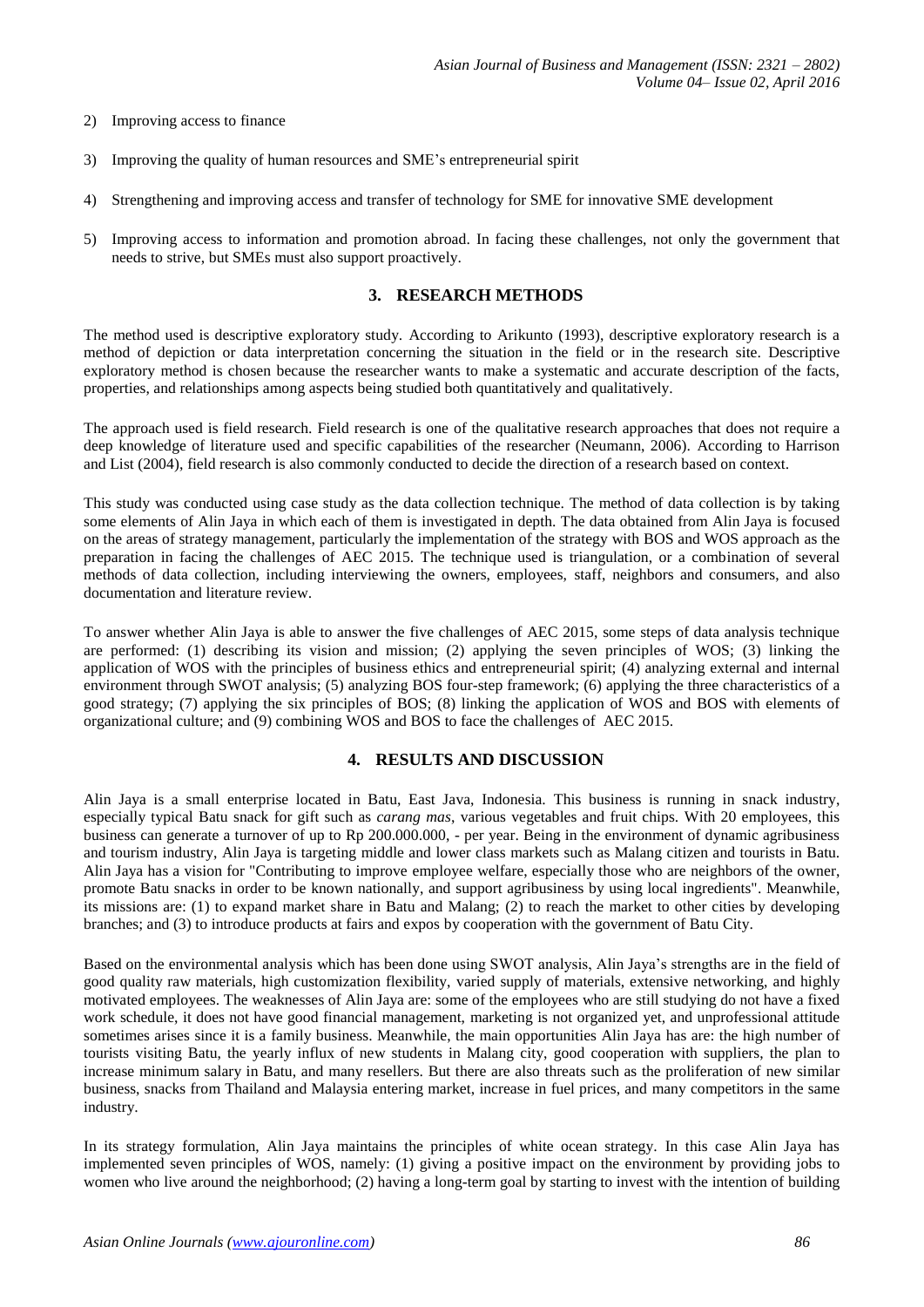2) Improving access to finance

3) Improving the quality of human resources and SME's entrepreneurial spirit

4) Strengthening and improving access and transfer of technology for SME for innovative SME development

5) Improving access to information and promotion abroad. In facing these challenges, not only the government that needs to strive, but SMEs must also support proactively.

## 3. RESEARCH METHODS

The method used is descriptive exploratory study. According to Arikunto (1993), descriptive exploratory research is a method of depiction or data interpretation concerning the situation in the field or in the research site. Descriptive exploratory method is chosen because the researcher wants to make a systematic and accurate description of the facts, properties, and relationships among aspects being studied both quantitatively and qualitatively.

The approach used is field research. Field research is one of the qualitative research approaches that does not require a deep knowledge of literature used and specific capabilities of the researcher (Neumann, 2006). According to Harrison and List (2004), field research is also commonly conducted to decide the direction of a research based on context.

This study was conducted using case study as the data collection technique. The method of data collection is by taking some elements of Alin Jaya in which each of them is investigated in depth. The data obtained from Alin Jaya is focused on the areas of strategy management, particularly the implementation of the strategy with BOS and WOS approach as the preparation in facing the challenges of AEC 2015. The technique used is triangulation, or a combination of several methods of data collection, including interviewing the owners, employees, staff, neighbors and consumers, and also documentation and literature review.

To answer whether Alin Jaya is able to answer the five challenges of AEC 2015, some steps of data analysis technique are performed: (1) describing its vision and mission; (2) applying the seven principles of WOS; (3) linking the application of WOS with the principles of business ethics and entrepreneurial spirit; (4) analyzing external and internal environment through SWOT analysis; (5) analyzing BOS four-step framework; (6) applying the three characteristics of a good strategy; (7) applying the six principles of BOS; (8) linking the application of WOS and BOS with elements of organizational culture; and (9) combining WOS and BOS to face the challenges of AEC 2015.

## 4. RESULTS AND DISCUSSION

Alin Jaya is a small enterprise located in Batu, East Java, Indonesia. This business is running in snack industry, especially typical Batu snack for gift such as *carang mas*, various vegetables and fruit chips. With 20 employees, this business can generate a turnover of up to Rp 200.000.000, - per year. Being in the environment of dynamic agribusiness and tourism industry, Alin Jaya is targeting middle and lower class markets such as Malang citizen and tourists in Batu. Alin Jaya has a vision for "Contributing to improve employee welfare, especially those who are neighbors of the owner, promote Batu snacks in order to be known nationally, and support agribusiness by using local ingredients". Meanwhile, its missions are: (1) to expand market share in Batu and Malang; (2) to reach the market to other cities by developing branches; and (3) to introduce products at fairs and expos by cooperation with the government of Batu City.

Based on the environmental analysis which has been done using SWOT analysis, Alin Jaya's strengths are in the field of good quality raw materials, high customization flexibility, varied supply of materials, extensive networking, and highly motivated employees. The weaknesses of Alin Jaya are: some of the employees who are still studying do not have a fixed work schedule, it does not have good financial management, marketing is not organized yet, and unprofessional attitude sometimes arises since it is a family business. Meanwhile, the main opportunities Alin Jaya has are: the high number of tourists visiting Batu, the yearly influx of new students in Malang city, good cooperation with suppliers, the plan to increase minimum salary in Batu, and many resellers. But there are also threats such as the proliferation of new similar business, snacks from Thailand and Malaysia entering market, increase in fuel prices, and many competitors in the same industry.

In its strategy formulation, Alin Jaya maintains the principles of white ocean strategy. In this case Alin Jaya has implemented seven principles of WOS, namely: (1) giving a positive impact on the environment by providing jobs to women who live around the neighborhood; (2) having a long-term goal by starting to invest with the intention of building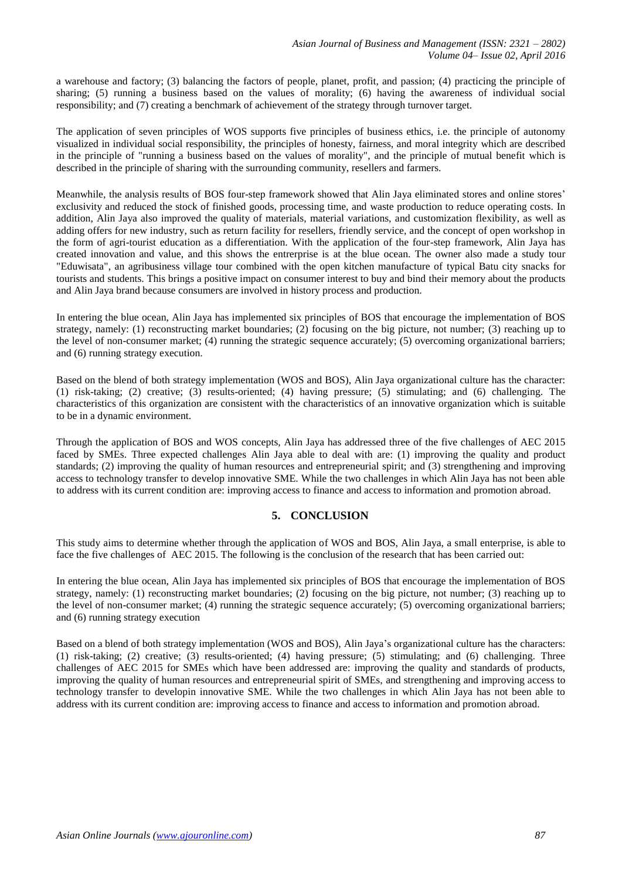a warehouse and factory; (3) balancing the factors of people, planet, profit, and passion; (4) practicing the principle of sharing; (5) running a business based on the values of morality; (6) having the awareness of individual social responsibility; and (7) creating a benchmark of achievement of the strategy through turnover target.

The application of seven principles of WOS supports five principles of business ethics, i.e. the principle of autonomy visualized in individual social responsibility, the principles of honesty, fairness, and moral integrity which are described in the principle of "running a business based on the values of morality", and the principle of mutual benefit which is described in the principle of sharing with the surrounding community, resellers and farmers.

Meanwhile, the analysis results of BOS four-step framework showed that Alin Jaya eliminated stores and online stores' exclusivity and reduced the stock of finished goods, processing time, and waste production to reduce operating costs. In addition, Alin Jaya also improved the quality of materials, material variations, and customization flexibility, as well as adding offers for new industry, such as return facility for resellers, friendly service, and the concept of open workshop in the form of agri-tourist education as a differentiation. With the application of the four-step framework, Alin Jaya has created innovation and value, and this shows the entrerprise is at the blue ocean. The owner also made a study tour "Eduwisata", an agribusiness village tour combined with the open kitchen manufacture of typical Batu city snacks for tourists and students. This brings a positive impact on consumer interest to buy and bind their memory about the products and Alin Jaya brand because consumers are involved in history process and production.

In entering the blue ocean, Alin Jaya has implemented six principles of BOS that encourage the implementation of BOS strategy, namely: (1) reconstructing market boundaries; (2) focusing on the big picture, not number; (3) reaching up to the level of non-consumer market; (4) running the strategic sequence accurately; (5) overcoming organizational barriers; and (6) running strategy execution.

Based on the blend of both strategy implementation (WOS and BOS), Alin Jaya organizational culture has the character: (1) risk-taking; (2) creative; (3) results-oriented; (4) having pressure; (5) stimulating; and (6) challenging. The characteristics of this organization are consistent with the characteristics of an innovative organization which is suitable to be in a dynamic environment.

Through the application of BOS and WOS concepts, Alin Jaya has addressed three of the five challenges of AEC 2015 faced by SMEs. Three expected challenges Alin Jaya able to deal with are: (1) improving the quality and product standards; (2) improving the quality of human resources and entrepreneurial spirit; and (3) strengthening and improving access to technology transfer to develop innovative SME. While the two challenges in which Alin Jaya has not been able to address with its current condition are: improving access to finance and access to information and promotion abroad.

## 5. CONCLUSION

This study aims to determine whether through the application of WOS and BOS, Alin Jaya, a small enterprise, is able to face the five challenges of AEC 2015. The following is the conclusion of the research that has been carried out:

In entering the blue ocean, Alin Jaya has implemented six principles of BOS that encourage the implementation of BOS strategy, namely: (1) reconstructing market boundaries; (2) focusing on the big picture, not number; (3) reaching up to the level of non-consumer market; (4) running the strategic sequence accurately; (5) overcoming organizational barriers; and (6) running strategy execution

Based on a blend of both strategy implementation (WOS and BOS), Alin Jaya's organizational culture has the characters: (1) risk-taking; (2) creative; (3) results-oriented; (4) having pressure; (5) stimulating; and (6) challenging. Three challenges of AEC 2015 for SMEs which have been addressed are: improving the quality and standards of products, improving the quality of human resources and entrepreneurial spirit of SMEs, and strengthening and improving access to technology transfer to developin innovative SME. While the two challenges in which Alin Jaya has not been able to address with its current condition are: improving access to finance and access to information and promotion abroad.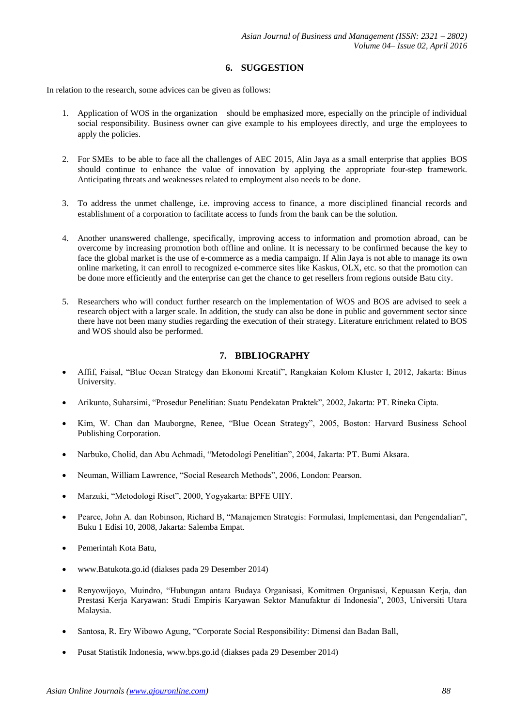## 6. SUGGESTION

In relation to the research, some advices can be given as follows:

1. Application of WOS in the organization should be emphasized more, especially on the principle of individual social responsibility. Business owner can give example to his employees directly, and urge the employees to apply the policies.

2. For SMEs to be able to face all the challenges of AEC 2015, Alin Jaya as a small enterprise that applies BOS should continue to enhance the value of innovation by applying the appropriate four-step framework. Anticipating threats and weaknesses related to employment also needs to be done.

3. To address the unmet challenge, i.e. improving access to finance, a more disciplined financial records and establishment of a corporation to facilitate access to funds from the bank can be the solution.

4. Another unanswered challenge, specifically, improving access to information and promotion abroad, can be overcome by increasing promotion both offline and online. It is necessary to be confirmed because the key to face the global market is the use of e-commerce as a media campaign. If Alin Jaya is not able to manage its own online marketing, it can enroll to recognized e-commerce sites like Kaskus, OLX, etc. so that the promotion can be done more efficiently and the enterprise can get the chance to get resellers from regions outside Batu city.

5. Researchers who will conduct further research on the implementation of WOS and BOS are advised to seek a research object with a larger scale. In addition, the study can also be done in public and government sector since there have not been many studies regarding the execution of their strategy. Literature enrichment related to BOS and WOS should also be performed.

## 7. BIBLIOGRAPHY

- Affif, Faisal, "Blue Ocean Strategy dan Ekonomi Kreatif", Rangkaian Kolom Kluster I, 2012, Jakarta: Binus University.

- Arikunto, Suharsimi, "Prosedur Penelitian: Suatu Pendekatan Praktek", 2002, Jakarta: PT. Rineka Cipta.

- Kim, W. Chan dan Mauborgne, Renee, "Blue Ocean Strategy", 2005, Boston: Harvard Business School Publishing Corporation.

- Narbuko, Cholid, dan Abu Achmadi, "Metodologi Penelitian", 2004, Jakarta: PT. Bumi Aksara.

- Neuman, William Lawrence, "Social Research Methods", 2006, London: Pearson.

- Marzuki, "Metodologi Riset", 2000, Yogyakarta: BPFE UIIY.

- Pearce, John A. dan Robinson, Richard B, "Manajemen Strategis: Formulasi, Implementasi, dan Pengendalian", Buku 1 Edisi 10, 2008, Jakarta: Salemba Empat.

- Pemerintah Kota Batu,

- www.Batukota.go.id (diakses pada 29 Desember 2014)

- Renyowijoyo, Muindro, "Hubungan antara Budaya Organisasi, Komitmen Organisasi, Kepuasan Kerja, dan Prestasi Kerja Karyawan: Studi Empiris Karyawan Sektor Manufaktur di Indonesia", 2003, Universiti Utara Malaysia.

- Santosa, R. Ery Wibowo Agung, "Corporate Social Responsibility: Dimensi dan Badan Ball,

- Pusat Statistik Indonesia, www.bps.go.id (diakses pada 29 Desember 2014)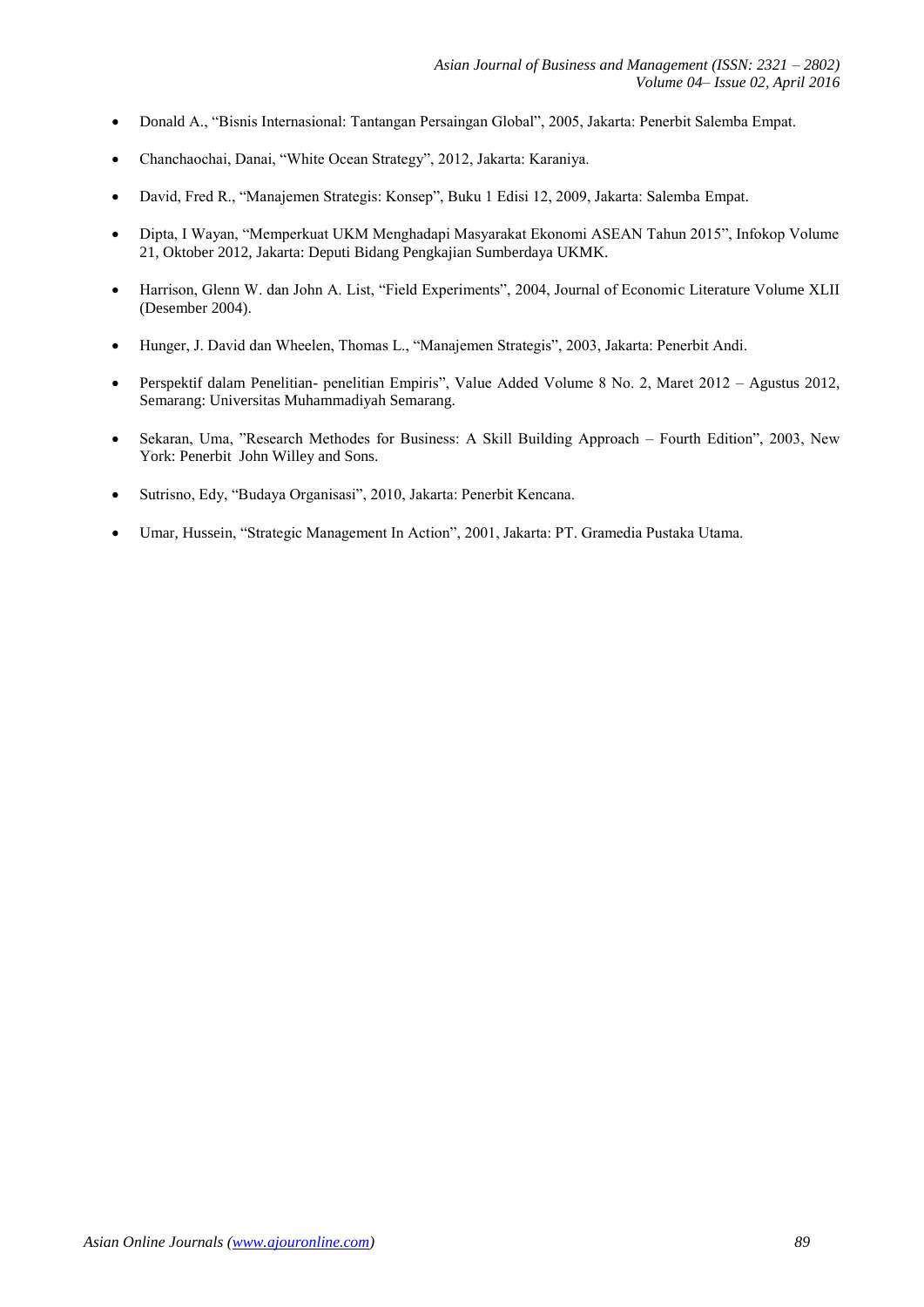- Donald A., "Bisnis Internasional: Tantangan Persaingan Global", 2005, Jakarta: Penerbit Salemba Empat.
- Chanchaochai, Danai, "White Ocean Strategy", 2012, Jakarta: Karaniya.
- David, Fred R., "Manajemen Strategis: Konsep", Buku 1 Edisi 12, 2009, Jakarta: Salemba Empat.
- Dipta, I Wayan, "Memperkuat UKM Menghadapi Masyarakat Ekonomi ASEAN Tahun 2015", Infokop Volume 21, Oktober 2012, Jakarta: Deputi Bidang Pengkajian Sumberdaya UKMK.
- Harrison, Glenn W. dan John A. List, "Field Experiments", 2004, Journal of Economic Literature Volume XLII (Desember 2004).
- Hunger, J. David dan Wheelen, Thomas L., "Manajemen Strategis", 2003, Jakarta: Penerbit Andi.
- Perspektif dalam Penelitian- penelitian Empiris", Value Added Volume 8 No. 2, Maret 2012 – Agustus 2012, Semarang: Universitas Muhammadiyah Semarang.
- Sekaran, Uma, "Research Methodes for Business: A Skill Building Approach – Fourth Edition", 2003, New York: Penerbit John Willey and Sons.
- Sutrisno, Edy, "Budaya Organisasi", 2010, Jakarta: Penerbit Kencana.
- Umar, Hussein, "Strategic Management In Action", 2001, Jakarta: PT. Gramedia Pustaka Utama.